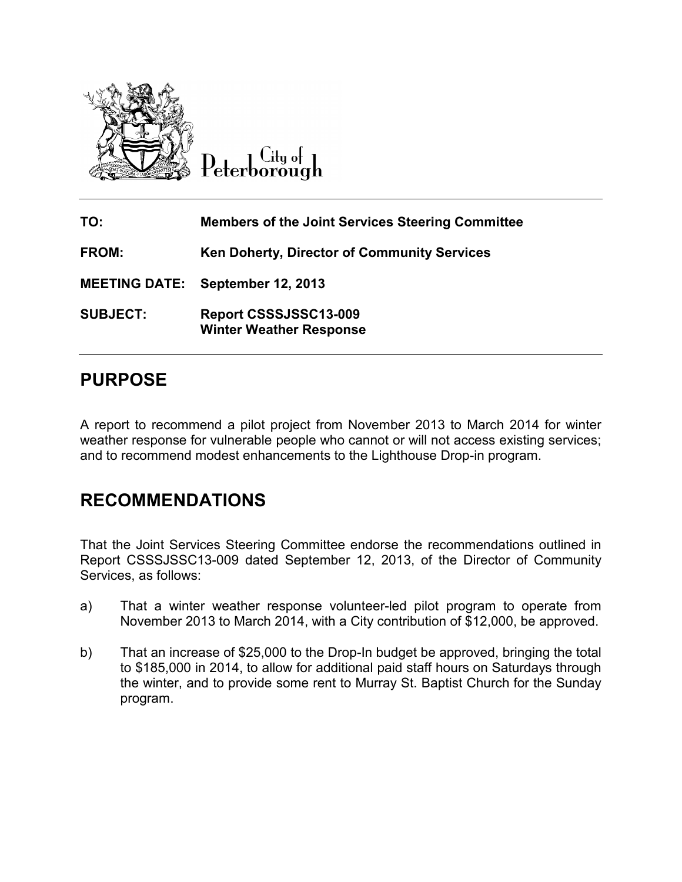City of Peterborough

**TO:** Members of the Joint Services Steering Committee

**FROM:** Ken Doherty, Director of Community Services

**MEETING DATE:** September 12, 2013

**SUBJECT:** Report CSSSJSSC13-009
Winter Weather Response

# PURPOSE

A report to recommend a pilot project from November 2013 to March 2014 for winter weather response for vulnerable people who cannot or will not access existing services; and to recommend modest enhancements to the Lighthouse Drop-in program.

# RECOMMENDATIONS

That the Joint Services Steering Committee endorse the recommendations outlined in Report CSSSJSSC13-009 dated September 12, 2013, of the Director of Community Services, as follows:

a) That a winter weather response volunteer-led pilot program to operate from November 2013 to March 2014, with a City contribution of $12,000, be approved.

b) That an increase of $25,000 to the Drop-In budget be approved, bringing the total to $185,000 in 2014, to allow for additional paid staff hours on Saturdays through the winter, and to provide some rent to Murray St. Baptist Church for the Sunday program.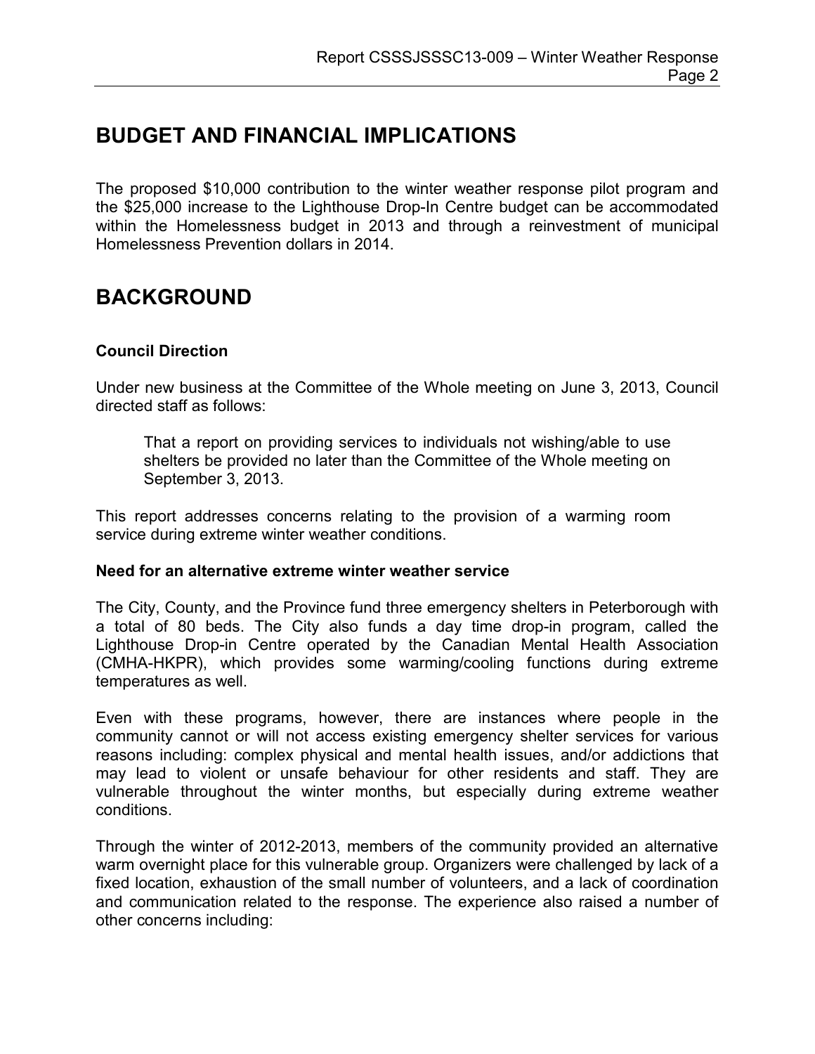## BUDGET AND FINANCIAL IMPLICATIONS

The proposed $10,000 contribution to the winter weather response pilot program and the $25,000 increase to the Lighthouse Drop-In Centre budget can be accommodated within the Homelessness budget in 2013 and through a reinvestment of municipal Homelessness Prevention dollars in 2014.

## BACKGROUND

### Council Direction

Under new business at the Committee of the Whole meeting on June 3, 2013, Council directed staff as follows:

> That a report on providing services to individuals not wishing/able to use shelters be provided no later than the Committee of the Whole meeting on September 3, 2013.

This report addresses concerns relating to the provision of a warming room service during extreme winter weather conditions.

### Need for an alternative extreme winter weather service

The City, County, and the Province fund three emergency shelters in Peterborough with a total of 80 beds. The City also funds a day time drop-in program, called the Lighthouse Drop-in Centre operated by the Canadian Mental Health Association (CMHA-HKPR), which provides some warming/cooling functions during extreme temperatures as well.

Even with these programs, however, there are instances where people in the community cannot or will not access existing emergency shelter services for various reasons including: complex physical and mental health issues, and/or addictions that may lead to violent or unsafe behaviour for other residents and staff. They are vulnerable throughout the winter months, but especially during extreme weather conditions.

Through the winter of 2012-2013, members of the community provided an alternative warm overnight place for this vulnerable group. Organizers were challenged by lack of a fixed location, exhaustion of the small number of volunteers, and a lack of coordination and communication related to the response. The experience also raised a number of other concerns including: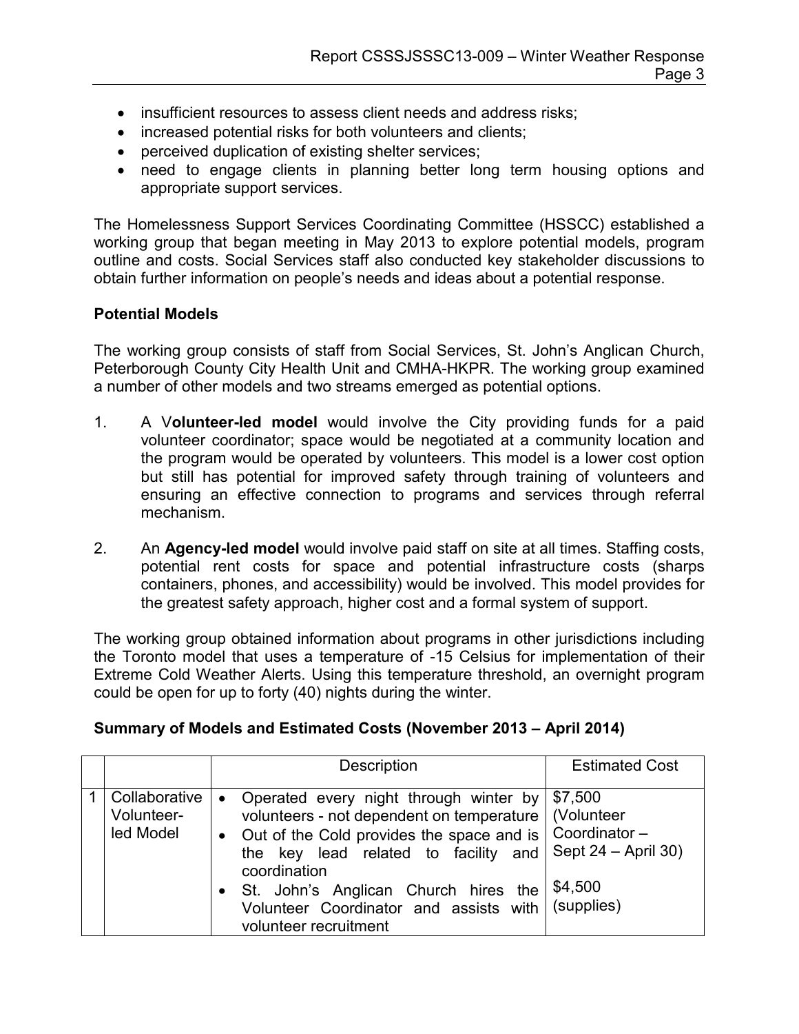- insufficient resources to assess client needs and address risks;
- increased potential risks for both volunteers and clients;
- perceived duplication of existing shelter services;
- need to engage clients in planning better long term housing options and appropriate support services.

The Homelessness Support Services Coordinating Committee (HSSCC) established a working group that began meeting in May 2013 to explore potential models, program outline and costs. Social Services staff also conducted key stakeholder discussions to obtain further information on people's needs and ideas about a potential response.

**Potential Models**

The working group consists of staff from Social Services, St. John's Anglican Church, Peterborough County City Health Unit and CMHA-HKPR. The working group examined a number of other models and two streams emerged as potential options.

1. A V**olunteer-led model** would involve the City providing funds for a paid volunteer coordinator; space would be negotiated at a community location and the program would be operated by volunteers. This model is a lower cost option but still has potential for improved safety through training of volunteers and ensuring an effective connection to programs and services through referral mechanism.

2. An **Agency-led model** would involve paid staff on site at all times. Staffing costs, potential rent costs for space and potential infrastructure costs (sharps containers, phones, and accessibility) would be involved. This model provides for the greatest safety approach, higher cost and a formal system of support.

The working group obtained information about programs in other jurisdictions including the Toronto model that uses a temperature of -15 Celsius for implementation of their Extreme Cold Weather Alerts. Using this temperature threshold, an overnight program could be open for up to forty (40) nights during the winter.

**Summary of Models and Estimated Costs (November 2013 – April 2014)**

| | | Description | Estimated Cost |
|---|---|---|---|
| 1 | Collaborative Volunteer-led Model | • Operated every night through winter by volunteers - not dependent on temperature<br>• Out of the Cold provides the space and is the key lead related to facility and coordination<br>• St. John's Anglican Church hires the Volunteer Coordinator and assists with volunteer recruitment | $7,500 (Volunteer Coordinator – Sept 24 – April 30)<br><br>$4,500 (supplies) |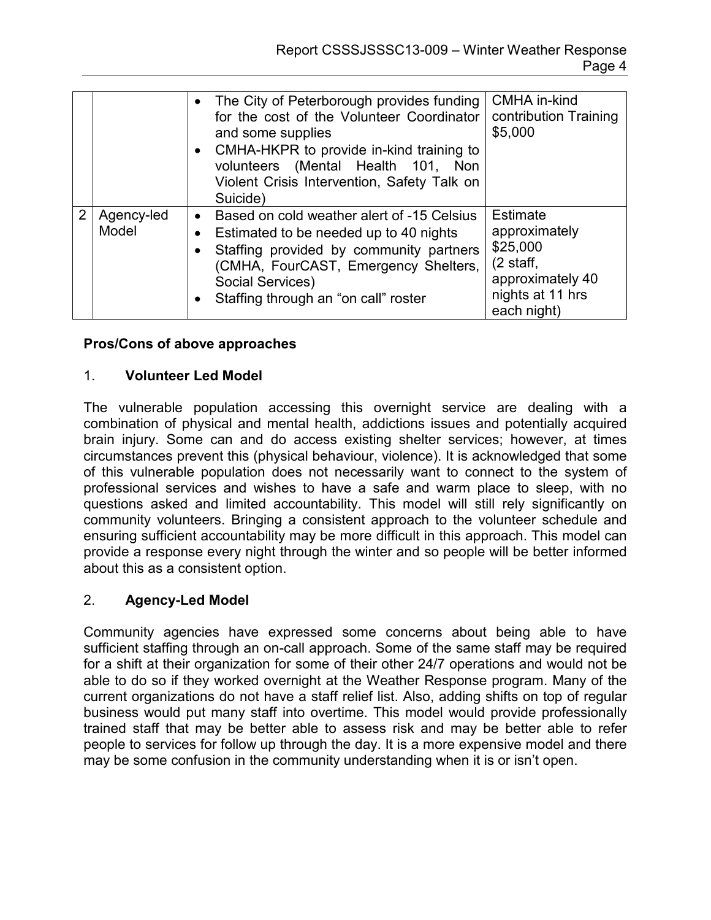|   |   |   |   |
|---|---|---|---|
|   |   | • The City of Peterborough provides funding for the cost of the Volunteer Coordinator and some supplies<br>• CMHA-HKPR to provide in-kind training to volunteers (Mental Health 101, Non Violent Crisis Intervention, Safety Talk on Suicide) | CMHA in-kind contribution Training $5,000 |
| 2 | Agency-led Model | • Based on cold weather alert of -15 Celsius<br>• Estimated to be needed up to 40 nights<br>• Staffing provided by community partners (CMHA, FourCAST, Emergency Shelters, Social Services)<br>• Staffing through an "on call" roster | Estimate approximately $25,000 (2 staff, approximately 40 nights at 11 hrs each night) |

**Pros/Cons of above approaches**

1. **Volunteer Led Model**

The vulnerable population accessing this overnight service are dealing with a combination of physical and mental health, addictions issues and potentially acquired brain injury. Some can and do access existing shelter services; however, at times circumstances prevent this (physical behaviour, violence). It is acknowledged that some of this vulnerable population does not necessarily want to connect to the system of professional services and wishes to have a safe and warm place to sleep, with no questions asked and limited accountability. This model will still rely significantly on community volunteers. Bringing a consistent approach to the volunteer schedule and ensuring sufficient accountability may be more difficult in this approach. This model can provide a response every night through the winter and so people will be better informed about this as a consistent option.

2. **Agency-Led Model**

Community agencies have expressed some concerns about being able to have sufficient staffing through an on-call approach. Some of the same staff may be required for a shift at their organization for some of their other 24/7 operations and would not be able to do so if they worked overnight at the Weather Response program. Many of the current organizations do not have a staff relief list. Also, adding shifts on top of regular business would put many staff into overtime. This model would provide professionally trained staff that may be better able to assess risk and may be better able to refer people to services for follow up through the day. It is a more expensive model and there may be some confusion in the community understanding when it is or isn't open.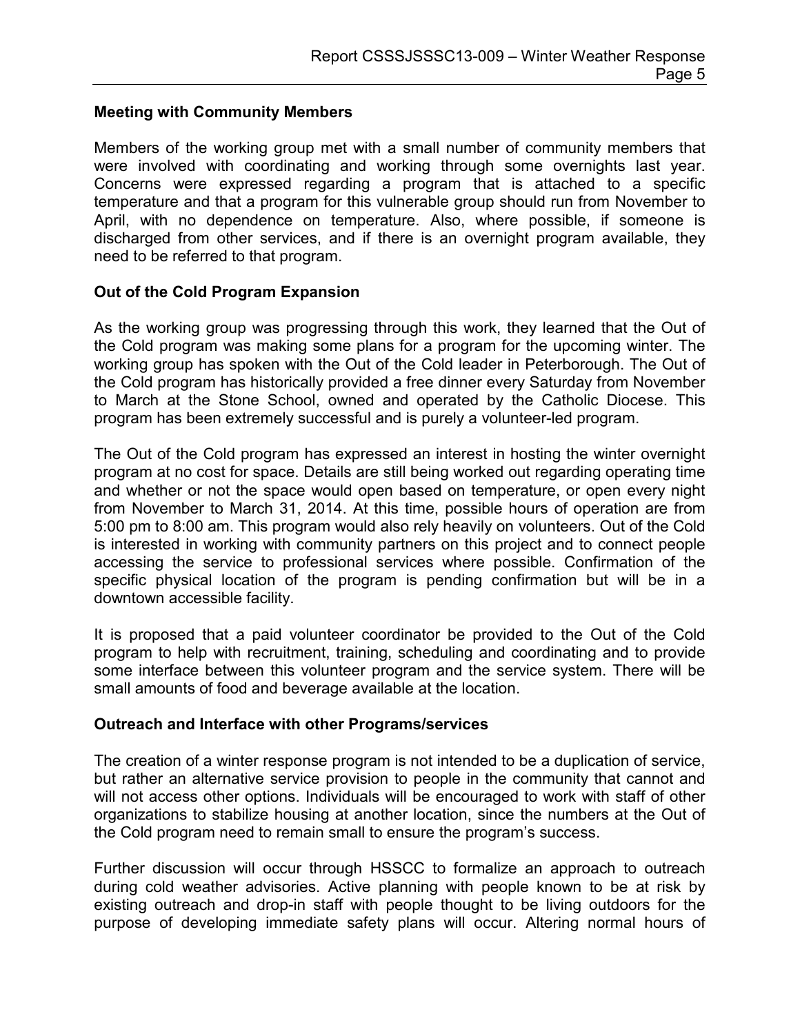## Meeting with Community Members

Members of the working group met with a small number of community members that were involved with coordinating and working through some overnights last year. Concerns were expressed regarding a program that is attached to a specific temperature and that a program for this vulnerable group should run from November to April, with no dependence on temperature. Also, where possible, if someone is discharged from other services, and if there is an overnight program available, they need to be referred to that program.

## Out of the Cold Program Expansion

As the working group was progressing through this work, they learned that the Out of the Cold program was making some plans for a program for the upcoming winter. The working group has spoken with the Out of the Cold leader in Peterborough. The Out of the Cold program has historically provided a free dinner every Saturday from November to March at the Stone School, owned and operated by the Catholic Diocese. This program has been extremely successful and is purely a volunteer-led program.

The Out of the Cold program has expressed an interest in hosting the winter overnight program at no cost for space. Details are still being worked out regarding operating time and whether or not the space would open based on temperature, or open every night from November to March 31, 2014. At this time, possible hours of operation are from 5:00 pm to 8:00 am. This program would also rely heavily on volunteers. Out of the Cold is interested in working with community partners on this project and to connect people accessing the service to professional services where possible. Confirmation of the specific physical location of the program is pending confirmation but will be in a downtown accessible facility.

It is proposed that a paid volunteer coordinator be provided to the Out of the Cold program to help with recruitment, training, scheduling and coordinating and to provide some interface between this volunteer program and the service system. There will be small amounts of food and beverage available at the location.

## Outreach and Interface with other Programs/services

The creation of a winter response program is not intended to be a duplication of service, but rather an alternative service provision to people in the community that cannot and will not access other options. Individuals will be encouraged to work with staff of other organizations to stabilize housing at another location, since the numbers at the Out of the Cold program need to remain small to ensure the program's success.

Further discussion will occur through HSSCC to formalize an approach to outreach during cold weather advisories. Active planning with people known to be at risk by existing outreach and drop-in staff with people thought to be living outdoors for the purpose of developing immediate safety plans will occur. Altering normal hours of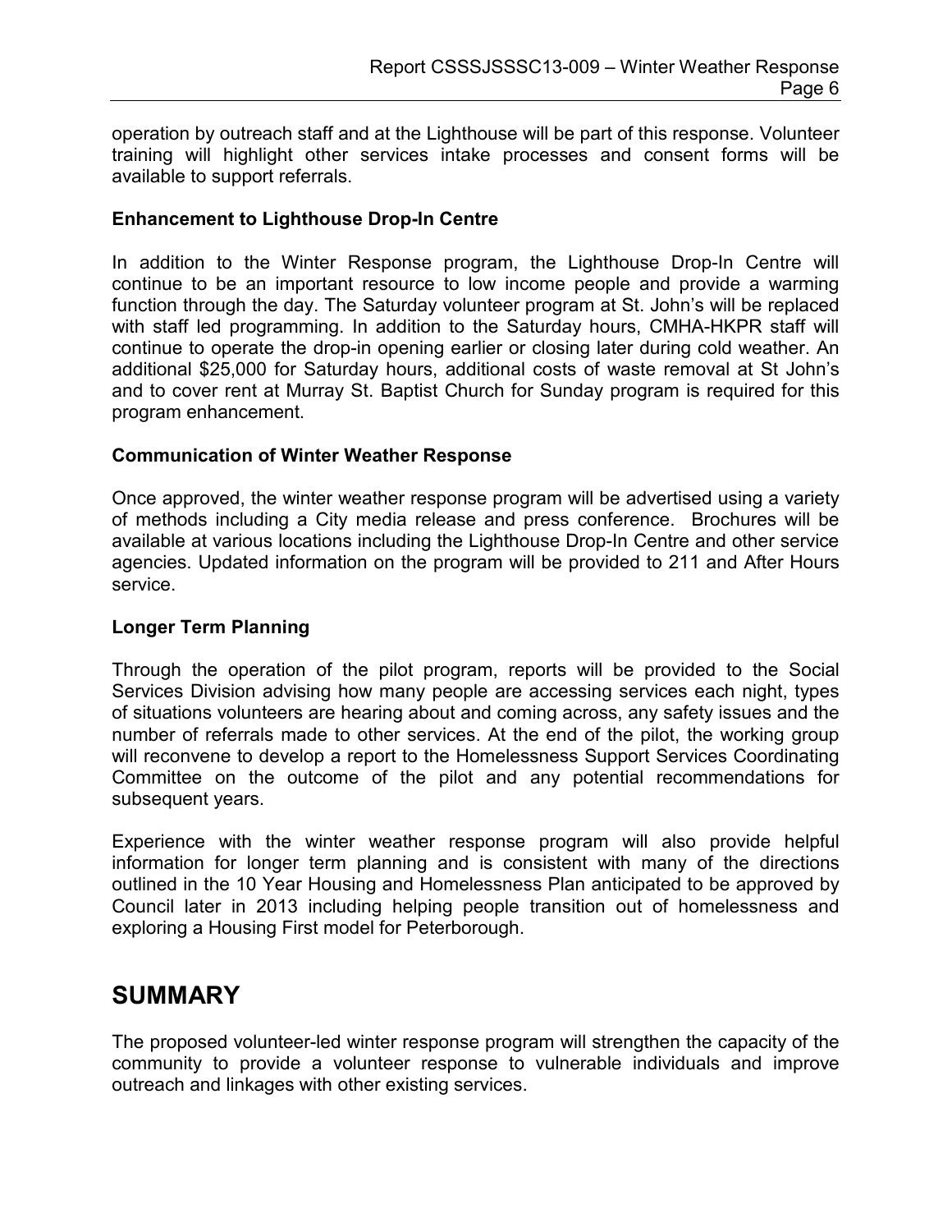operation by outreach staff and at the Lighthouse will be part of this response. Volunteer training will highlight other services intake processes and consent forms will be available to support referrals.

**Enhancement to Lighthouse Drop-In Centre**

In addition to the Winter Response program, the Lighthouse Drop-In Centre will continue to be an important resource to low income people and provide a warming function through the day. The Saturday volunteer program at St. John's will be replaced with staff led programming. In addition to the Saturday hours, CMHA-HKPR staff will continue to operate the drop-in opening earlier or closing later during cold weather. An additional $25,000 for Saturday hours, additional costs of waste removal at St John's and to cover rent at Murray St. Baptist Church for Sunday program is required for this program enhancement.

**Communication of Winter Weather Response**

Once approved, the winter weather response program will be advertised using a variety of methods including a City media release and press conference. Brochures will be available at various locations including the Lighthouse Drop-In Centre and other service agencies. Updated information on the program will be provided to 211 and After Hours service.

**Longer Term Planning**

Through the operation of the pilot program, reports will be provided to the Social Services Division advising how many people are accessing services each night, types of situations volunteers are hearing about and coming across, any safety issues and the number of referrals made to other services. At the end of the pilot, the working group will reconvene to develop a report to the Homelessness Support Services Coordinating Committee on the outcome of the pilot and any potential recommendations for subsequent years.

Experience with the winter weather response program will also provide helpful information for longer term planning and is consistent with many of the directions outlined in the 10 Year Housing and Homelessness Plan anticipated to be approved by Council later in 2013 including helping people transition out of homelessness and exploring a Housing First model for Peterborough.

# SUMMARY

The proposed volunteer-led winter response program will strengthen the capacity of the community to provide a volunteer response to vulnerable individuals and improve outreach and linkages with other existing services.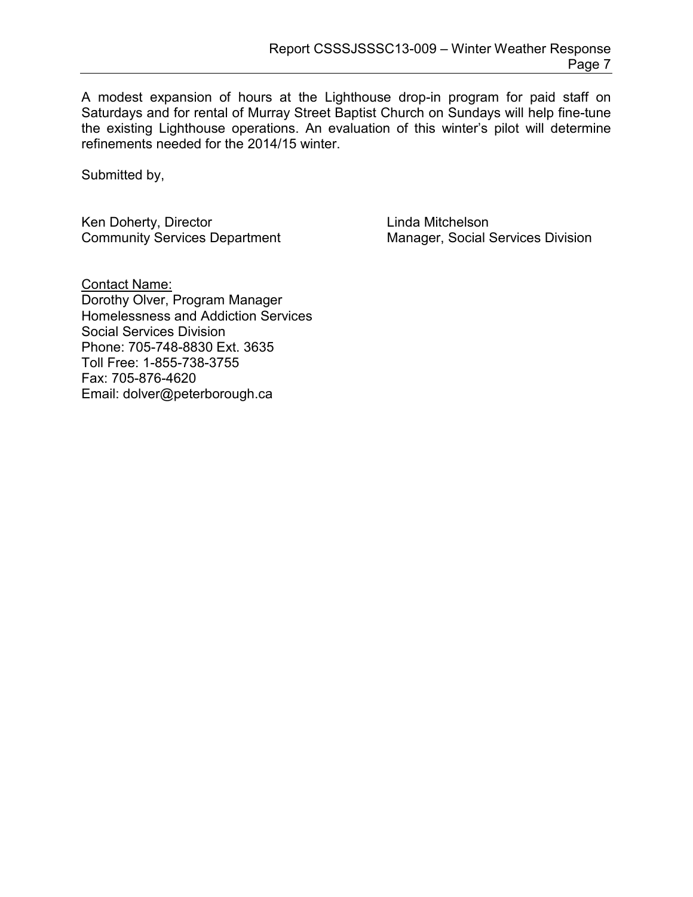A modest expansion of hours at the Lighthouse drop-in program for paid staff on Saturdays and for rental of Murray Street Baptist Church on Sundays will help fine-tune the existing Lighthouse operations. An evaluation of this winter's pilot will determine refinements needed for the 2014/15 winter.

Submitted by,

Ken Doherty, Director
Community Services Department

Linda Mitchelson
Manager, Social Services Division

<u>Contact Name:</u>
Dorothy Olver, Program Manager
Homelessness and Addiction Services
Social Services Division
Phone: 705-748-8830 Ext. 3635
Toll Free: 1-855-738-3755
Fax: 705-876-4620
Email: dolver@peterborough.ca